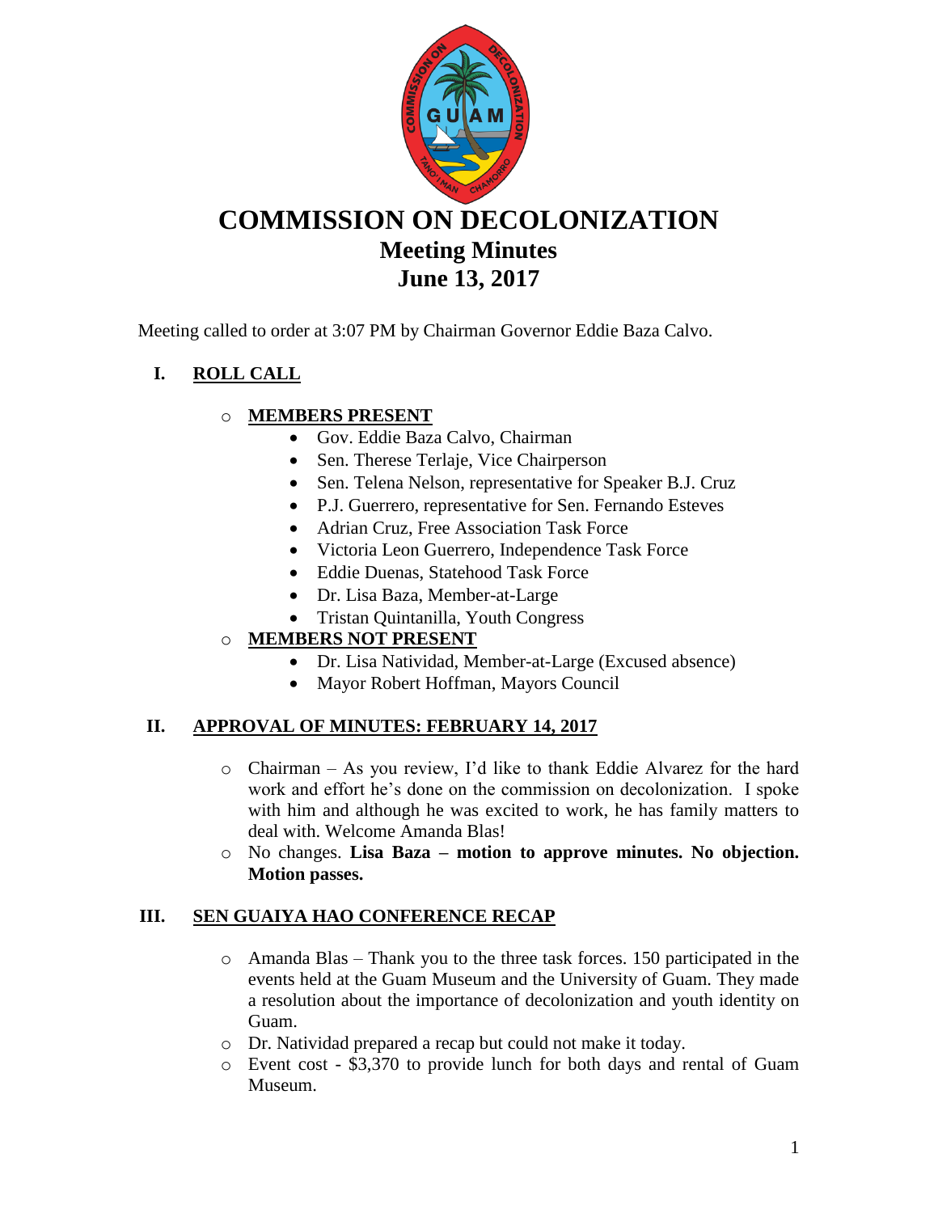# COMMISSION ON DECOLONIZATION

## Meeting Minutes

## June 13, 2017

Meeting called to order at 3:07 PM by Chairman Governor Eddie Baza Calvo.

### I. ROLL CALL

- **MEMBERS PRESENT**
  - Gov. Eddie Baza Calvo, Chairman
  - Sen. Therese Terlaje, Vice Chairperson
  - Sen. Telena Nelson, representative for Speaker B.J. Cruz
  - P.J. Guerrero, representative for Sen. Fernando Esteves
  - Adrian Cruz, Free Association Task Force
  - Victoria Leon Guerrero, Independence Task Force
  - Eddie Duenas, Statehood Task Force
  - Dr. Lisa Baza, Member-at-Large
  - Tristan Quintanilla, Youth Congress
- **MEMBERS NOT PRESENT**
  - Dr. Lisa Natividad, Member-at-Large (Excused absence)
  - Mayor Robert Hoffman, Mayors Council

### II. APPROVAL OF MINUTES: FEBRUARY 14, 2017

- Chairman – As you review, I'd like to thank Eddie Alvarez for the hard work and effort he's done on the commission on decolonization. I spoke with him and although he was excited to work, he has family matters to deal with. Welcome Amanda Blas!
- No changes. **Lisa Baza – motion to approve minutes. No objection. Motion passes.**

### III. SEN GUAIYA HAO CONFERENCE RECAP

- Amanda Blas – Thank you to the three task forces. 150 participated in the events held at the Guam Museum and the University of Guam. They made a resolution about the importance of decolonization and youth identity on Guam.
- Dr. Natividad prepared a recap but could not make it today.
- Event cost - $3,370 to provide lunch for both days and rental of Guam Museum.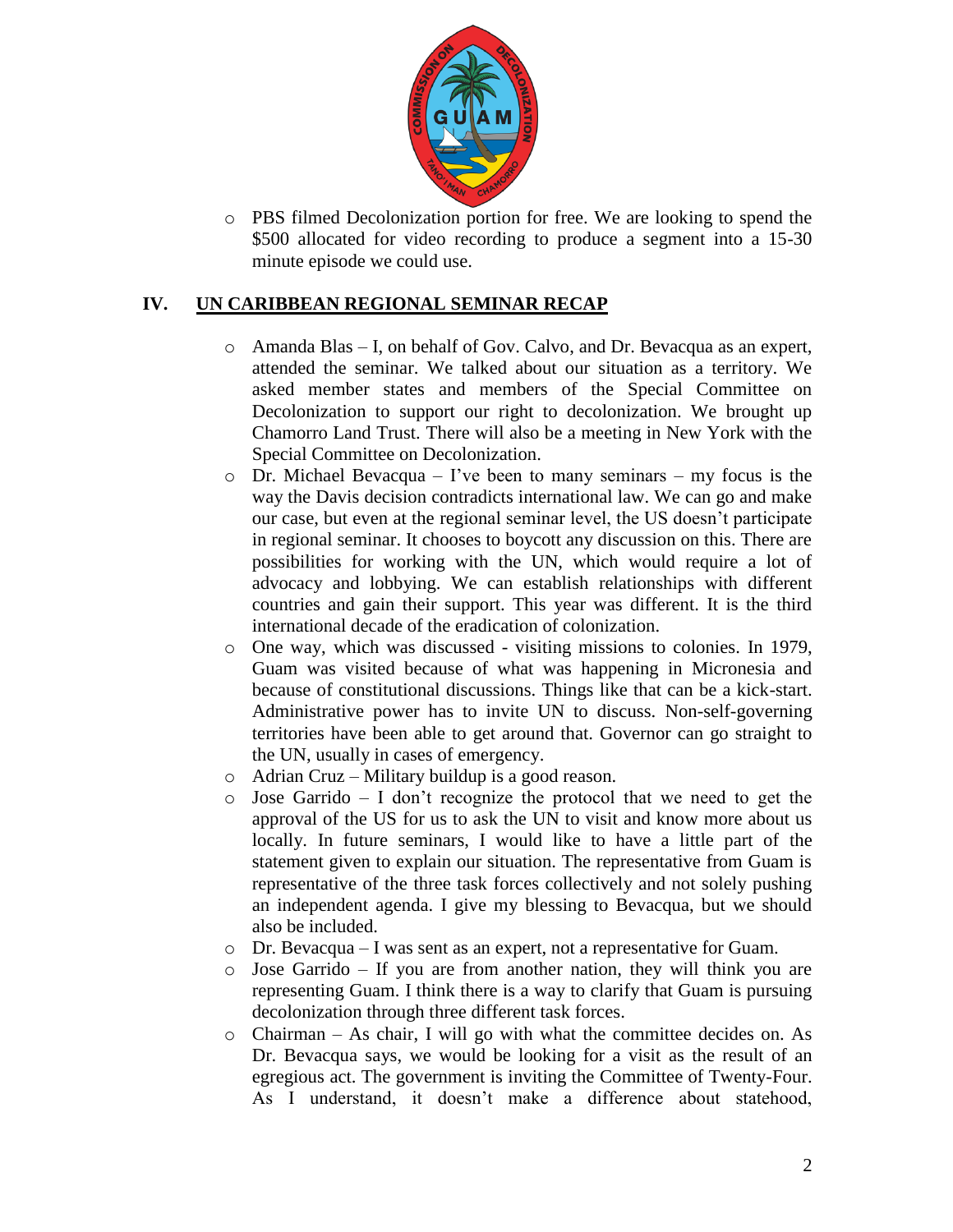- PBS filmed Decolonization portion for free. We are looking to spend the $500 allocated for video recording to produce a segment into a 15-30 minute episode we could use.

## IV. UN CARIBBEAN REGIONAL SEMINAR RECAP

- Amanda Blas – I, on behalf of Gov. Calvo, and Dr. Bevacqua as an expert, attended the seminar. We talked about our situation as a territory. We asked member states and members of the Special Committee on Decolonization to support our right to decolonization. We brought up Chamorro Land Trust. There will also be a meeting in New York with the Special Committee on Decolonization.
- Dr. Michael Bevacqua – I've been to many seminars – my focus is the way the Davis decision contradicts international law. We can go and make our case, but even at the regional seminar level, the US doesn't participate in regional seminar. It chooses to boycott any discussion on this. There are possibilities for working with the UN, which would require a lot of advocacy and lobbying. We can establish relationships with different countries and gain their support. This year was different. It is the third international decade of the eradication of colonization.
- One way, which was discussed - visiting missions to colonies. In 1979, Guam was visited because of what was happening in Micronesia and because of constitutional discussions. Things like that can be a kick-start. Administrative power has to invite UN to discuss. Non-self-governing territories have been able to get around that. Governor can go straight to the UN, usually in cases of emergency.
- Adrian Cruz – Military buildup is a good reason.
- Jose Garrido – I don't recognize the protocol that we need to get the approval of the US for us to ask the UN to visit and know more about us locally. In future seminars, I would like to have a little part of the statement given to explain our situation. The representative from Guam is representative of the three task forces collectively and not solely pushing an independent agenda. I give my blessing to Bevacqua, but we should also be included.
- Dr. Bevacqua – I was sent as an expert, not a representative for Guam.
- Jose Garrido – If you are from another nation, they will think you are representing Guam. I think there is a way to clarify that Guam is pursuing decolonization through three different task forces.
- Chairman – As chair, I will go with what the committee decides on. As Dr. Bevacqua says, we would be looking for a visit as the result of an egregious act. The government is inviting the Committee of Twenty-Four. As I understand, it doesn't make a difference about statehood,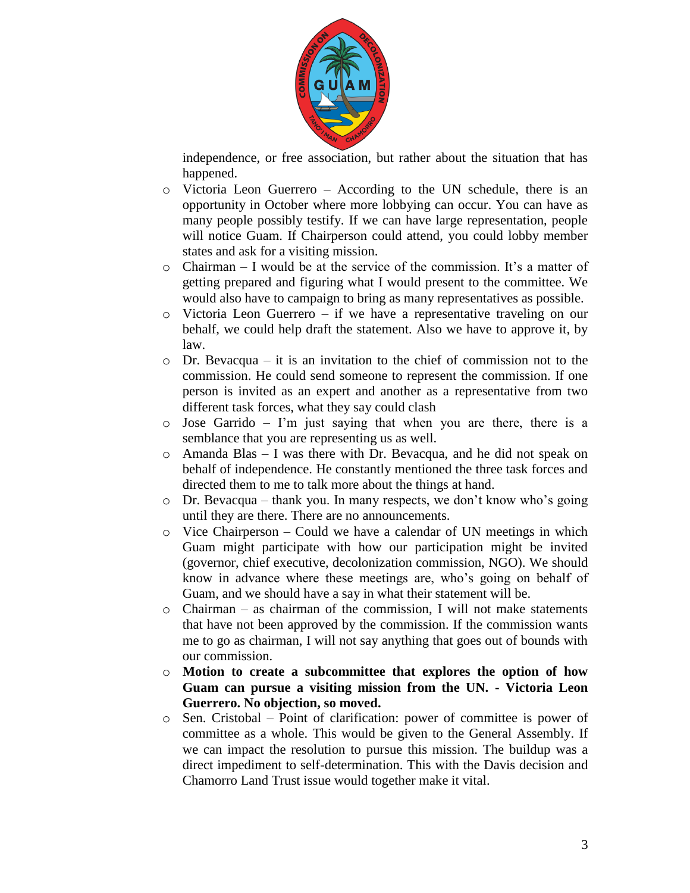independence, or free association, but rather about the situation that has happened.

- Victoria Leon Guerrero – According to the UN schedule, there is an opportunity in October where more lobbying can occur. You can have as many people possibly testify. If we can have large representation, people will notice Guam. If Chairperson could attend, you could lobby member states and ask for a visiting mission.
- Chairman – I would be at the service of the commission. It's a matter of getting prepared and figuring what I would present to the committee. We would also have to campaign to bring as many representatives as possible.
- Victoria Leon Guerrero – if we have a representative traveling on our behalf, we could help draft the statement. Also we have to approve it, by law.
- Dr. Bevacqua – it is an invitation to the chief of commission not to the commission. He could send someone to represent the commission. If one person is invited as an expert and another as a representative from two different task forces, what they say could clash
- Jose Garrido – I'm just saying that when you are there, there is a semblance that you are representing us as well.
- Amanda Blas – I was there with Dr. Bevacqua, and he did not speak on behalf of independence. He constantly mentioned the three task forces and directed them to me to talk more about the things at hand.
- Dr. Bevacqua – thank you. In many respects, we don't know who's going until they are there. There are no announcements.
- Vice Chairperson – Could we have a calendar of UN meetings in which Guam might participate with how our participation might be invited (governor, chief executive, decolonization commission, NGO). We should know in advance where these meetings are, who's going on behalf of Guam, and we should have a say in what their statement will be.
- Chairman – as chairman of the commission, I will not make statements that have not been approved by the commission. If the commission wants me to go as chairman, I will not say anything that goes out of bounds with our commission.
- **Motion to create a subcommittee that explores the option of how Guam can pursue a visiting mission from the UN. - Victoria Leon Guerrero. No objection, so moved.**
- Sen. Cristobal – Point of clarification: power of committee is power of committee as a whole. This would be given to the General Assembly. If we can impact the resolution to pursue this mission. The buildup was a direct impediment to self-determination. This with the Davis decision and Chamorro Land Trust issue would together make it vital.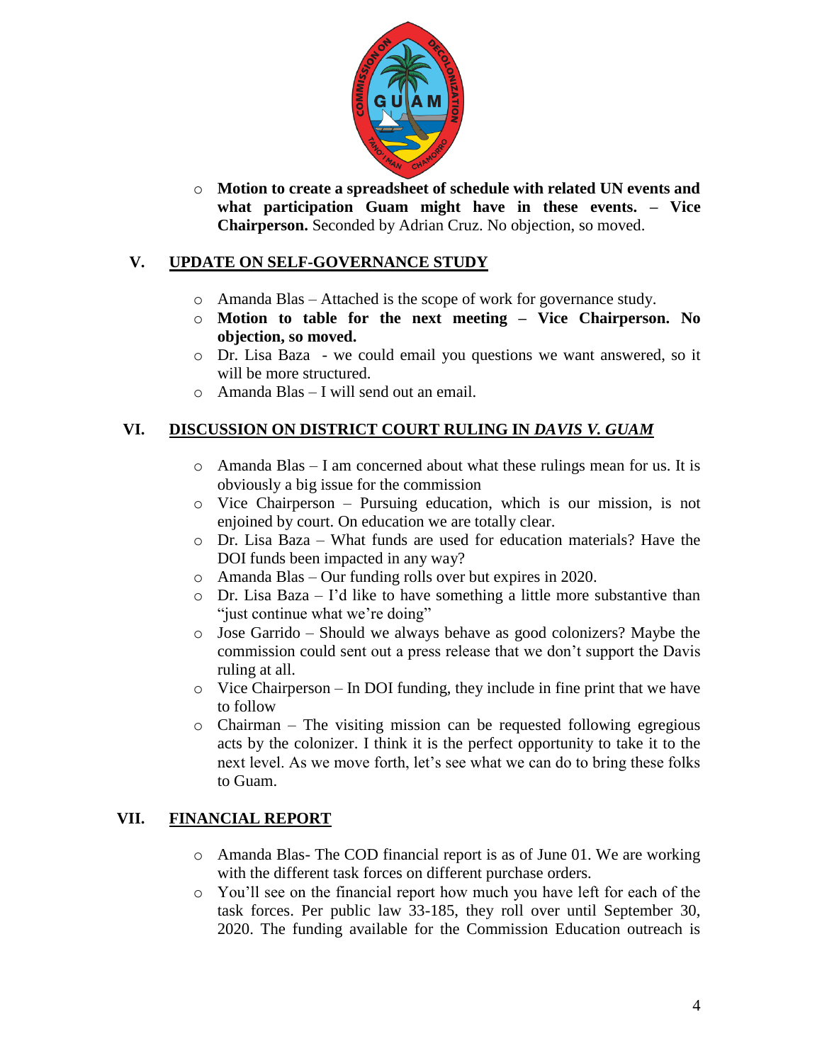- **Motion to create a spreadsheet of schedule with related UN events and what participation Guam might have in these events. – Vice Chairperson.** Seconded by Adrian Cruz. No objection, so moved.

## V. UPDATE ON SELF-GOVERNANCE STUDY

- Amanda Blas – Attached is the scope of work for governance study.
- **Motion to table for the next meeting – Vice Chairperson. No objection, so moved.**
- Dr. Lisa Baza - we could email you questions we want answered, so it will be more structured.
- Amanda Blas – I will send out an email.

## VI. DISCUSSION ON DISTRICT COURT RULING IN *DAVIS V. GUAM*

- Amanda Blas – I am concerned about what these rulings mean for us. It is obviously a big issue for the commission
- Vice Chairperson – Pursuing education, which is our mission, is not enjoined by court. On education we are totally clear.
- Dr. Lisa Baza – What funds are used for education materials? Have the DOI funds been impacted in any way?
- Amanda Blas – Our funding rolls over but expires in 2020.
- Dr. Lisa Baza – I'd like to have something a little more substantive than "just continue what we're doing"
- Jose Garrido – Should we always behave as good colonizers? Maybe the commission could sent out a press release that we don't support the Davis ruling at all.
- Vice Chairperson – In DOI funding, they include in fine print that we have to follow
- Chairman – The visiting mission can be requested following egregious acts by the colonizer. I think it is the perfect opportunity to take it to the next level. As we move forth, let's see what we can do to bring these folks to Guam.

## VII. FINANCIAL REPORT

- Amanda Blas- The COD financial report is as of June 01. We are working with the different task forces on different purchase orders.
- You'll see on the financial report how much you have left for each of the task forces. Per public law 33-185, they roll over until September 30, 2020. The funding available for the Commission Education outreach is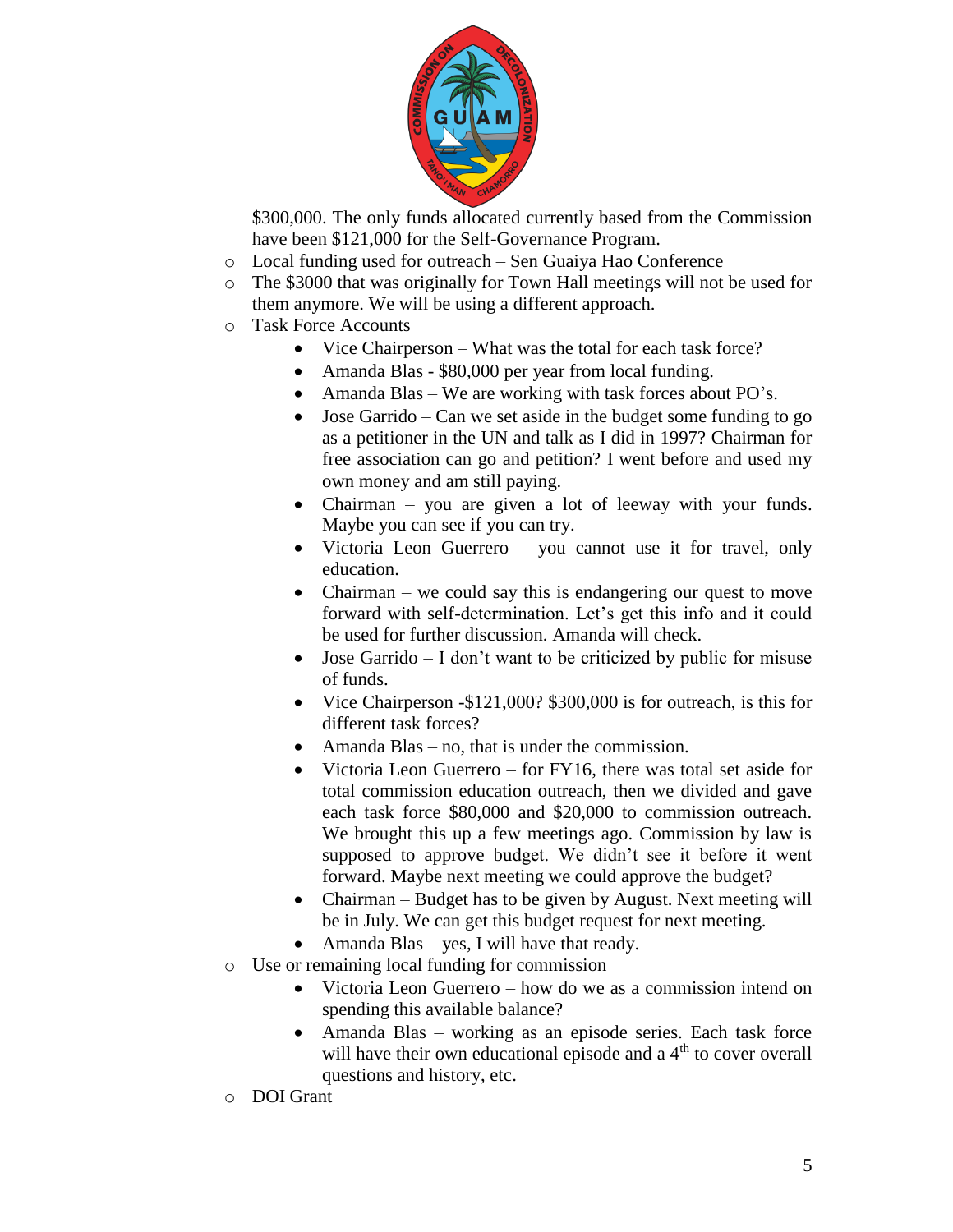$300,000. The only funds allocated currently based from the Commission have been $121,000 for the Self-Governance Program.

- Local funding used for outreach – Sen Guaiya Hao Conference
- The $3000 that was originally for Town Hall meetings will not be used for them anymore. We will be using a different approach.
- Task Force Accounts
    - Vice Chairperson – What was the total for each task force?
    - Amanda Blas - $80,000 per year from local funding.
    - Amanda Blas – We are working with task forces about PO's.
    - Jose Garrido – Can we set aside in the budget some funding to go as a petitioner in the UN and talk as I did in 1997? Chairman for free association can go and petition? I went before and used my own money and am still paying.
    - Chairman – you are given a lot of leeway with your funds. Maybe you can see if you can try.
    - Victoria Leon Guerrero – you cannot use it for travel, only education.
    - Chairman – we could say this is endangering our quest to move forward with self-determination. Let's get this info and it could be used for further discussion. Amanda will check.
    - Jose Garrido – I don't want to be criticized by public for misuse of funds.
    - Vice Chairperson -$121,000? $300,000 is for outreach, is this for different task forces?
    - Amanda Blas – no, that is under the commission.
    - Victoria Leon Guerrero – for FY16, there was total set aside for total commission education outreach, then we divided and gave each task force $80,000 and $20,000 to commission outreach. We brought this up a few meetings ago. Commission by law is supposed to approve budget. We didn't see it before it went forward. Maybe next meeting we could approve the budget?
    - Chairman – Budget has to be given by August. Next meeting will be in July. We can get this budget request for next meeting.
    - Amanda Blas – yes, I will have that ready.
- Use or remaining local funding for commission
    - Victoria Leon Guerrero – how do we as a commission intend on spending this available balance?
    - Amanda Blas – working as an episode series. Each task force will have their own educational episode and a 4th to cover overall questions and history, etc.
- DOI Grant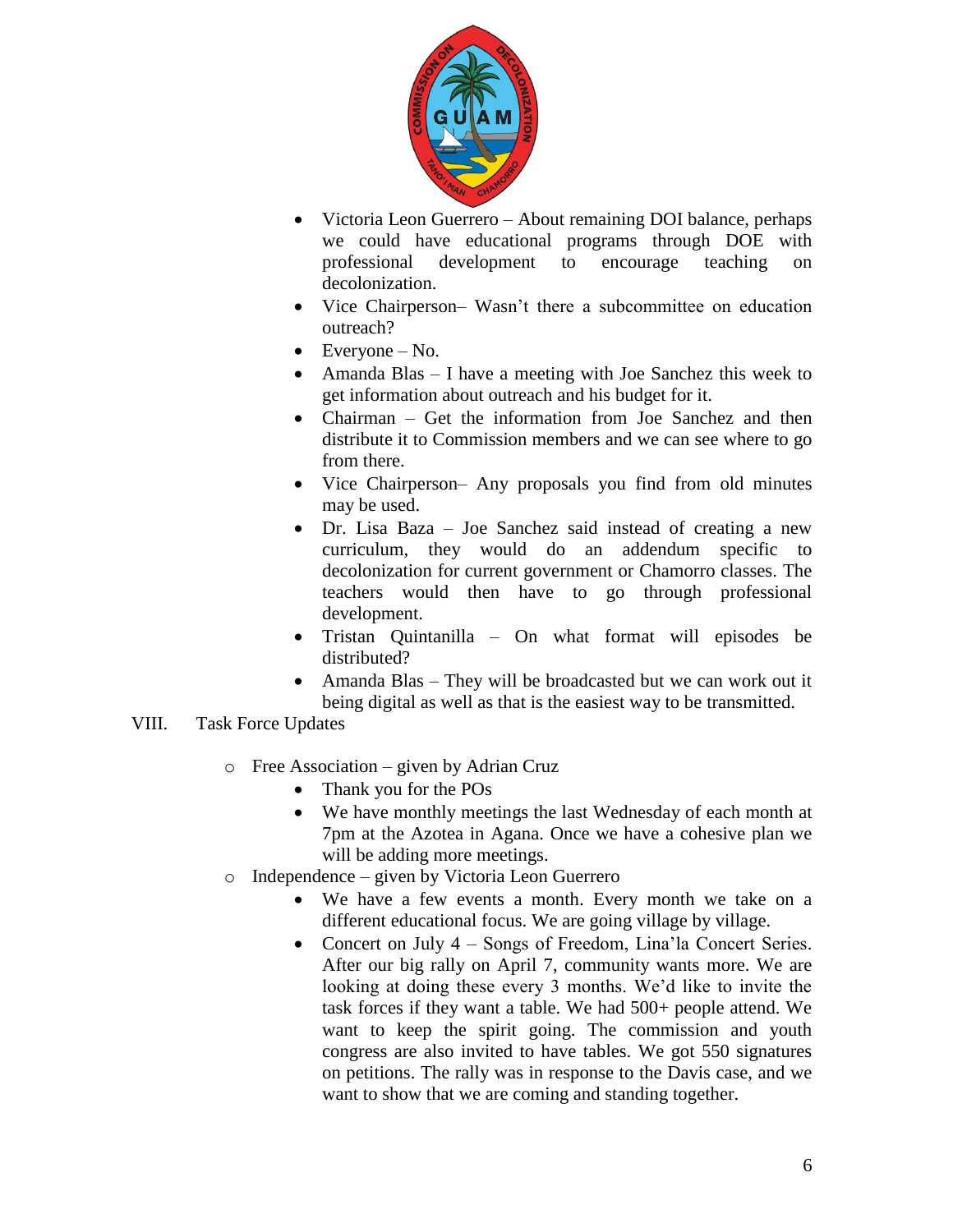- Victoria Leon Guerrero – About remaining DOI balance, perhaps we could have educational programs through DOE with professional development to encourage teaching on decolonization.
- Vice Chairperson– Wasn't there a subcommittee on education outreach?
- Everyone – No.
- Amanda Blas – I have a meeting with Joe Sanchez this week to get information about outreach and his budget for it.
- Chairman – Get the information from Joe Sanchez and then distribute it to Commission members and we can see where to go from there.
- Vice Chairperson– Any proposals you find from old minutes may be used.
- Dr. Lisa Baza – Joe Sanchez said instead of creating a new curriculum, they would do an addendum specific to decolonization for current government or Chamorro classes. The teachers would then have to go through professional development.
- Tristan Quintanilla – On what format will episodes be distributed?
- Amanda Blas – They will be broadcasted but we can work out it being digital as well as that is the easiest way to be transmitted.

VIII. Task Force Updates

- Free Association – given by Adrian Cruz
  - Thank you for the POs
  - We have monthly meetings the last Wednesday of each month at 7pm at the Azotea in Agana. Once we have a cohesive plan we will be adding more meetings.
- Independence – given by Victoria Leon Guerrero
  - We have a few events a month. Every month we take on a different educational focus. We are going village by village.
  - Concert on July 4 – Songs of Freedom, Lina'la Concert Series. After our big rally on April 7, community wants more. We are looking at doing these every 3 months. We'd like to invite the task forces if they want a table. We had 500+ people attend. We want to keep the spirit going. The commission and youth congress are also invited to have tables. We got 550 signatures on petitions. The rally was in response to the Davis case, and we want to show that we are coming and standing together.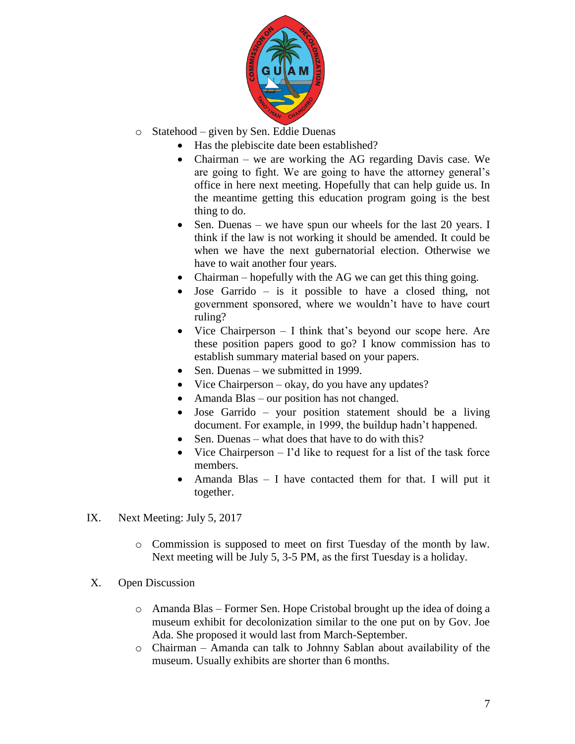- Statehood – given by Sen. Eddie Duenas
    - Has the plebiscite date been established?
    - Chairman – we are working the AG regarding Davis case. We are going to fight. We are going to have the attorney general's office in here next meeting. Hopefully that can help guide us. In the meantime getting this education program going is the best thing to do.
    - Sen. Duenas – we have spun our wheels for the last 20 years. I think if the law is not working it should be amended. It could be when we have the next gubernatorial election. Otherwise we have to wait another four years.
    - Chairman – hopefully with the AG we can get this thing going.
    - Jose Garrido – is it possible to have a closed thing, not government sponsored, where we wouldn't have to have court ruling?
    - Vice Chairperson – I think that's beyond our scope here. Are these position papers good to go? I know commission has to establish summary material based on your papers.
    - Sen. Duenas – we submitted in 1999.
    - Vice Chairperson – okay, do you have any updates?
    - Amanda Blas – our position has not changed.
    - Jose Garrido – your position statement should be a living document. For example, in 1999, the buildup hadn't happened.
    - Sen. Duenas – what does that have to do with this?
    - Vice Chairperson – I'd like to request for a list of the task force members.
    - Amanda Blas – I have contacted them for that. I will put it together.

## IX. Next Meeting: July 5, 2017

- Commission is supposed to meet on first Tuesday of the month by law. Next meeting will be July 5, 3-5 PM, as the first Tuesday is a holiday.

## X. Open Discussion

- Amanda Blas – Former Sen. Hope Cristobal brought up the idea of doing a museum exhibit for decolonization similar to the one put on by Gov. Joe Ada. She proposed it would last from March-September.
- Chairman – Amanda can talk to Johnny Sablan about availability of the museum. Usually exhibits are shorter than 6 months.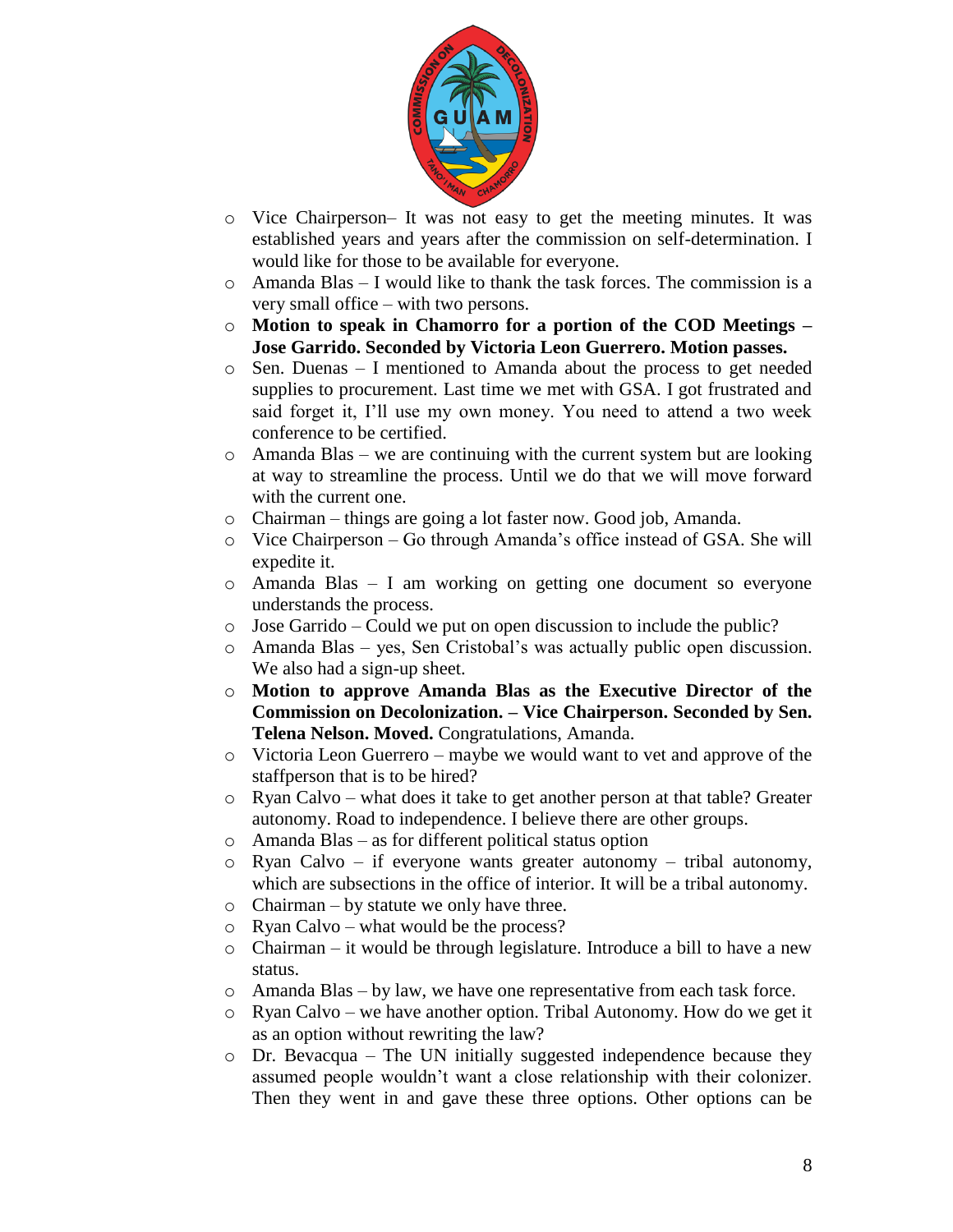- Vice Chairperson– It was not easy to get the meeting minutes. It was established years and years after the commission on self-determination. I would like for those to be available for everyone.
- Amanda Blas – I would like to thank the task forces. The commission is a very small office – with two persons.
- **Motion to speak in Chamorro for a portion of the COD Meetings – Jose Garrido. Seconded by Victoria Leon Guerrero. Motion passes.**
- Sen. Duenas – I mentioned to Amanda about the process to get needed supplies to procurement. Last time we met with GSA. I got frustrated and said forget it, I'll use my own money. You need to attend a two week conference to be certified.
- Amanda Blas – we are continuing with the current system but are looking at way to streamline the process. Until we do that we will move forward with the current one.
- Chairman – things are going a lot faster now. Good job, Amanda.
- Vice Chairperson – Go through Amanda's office instead of GSA. She will expedite it.
- Amanda Blas – I am working on getting one document so everyone understands the process.
- Jose Garrido – Could we put on open discussion to include the public?
- Amanda Blas – yes, Sen Cristobal's was actually public open discussion. We also had a sign-up sheet.
- **Motion to approve Amanda Blas as the Executive Director of the Commission on Decolonization. – Vice Chairperson. Seconded by Sen. Telena Nelson. Moved.** Congratulations, Amanda.
- Victoria Leon Guerrero – maybe we would want to vet and approve of the staffperson that is to be hired?
- Ryan Calvo – what does it take to get another person at that table? Greater autonomy. Road to independence. I believe there are other groups.
- Amanda Blas – as for different political status option
- Ryan Calvo – if everyone wants greater autonomy – tribal autonomy, which are subsections in the office of interior. It will be a tribal autonomy.
- Chairman – by statute we only have three.
- Ryan Calvo – what would be the process?
- Chairman – it would be through legislature. Introduce a bill to have a new status.
- Amanda Blas – by law, we have one representative from each task force.
- Ryan Calvo – we have another option. Tribal Autonomy. How do we get it as an option without rewriting the law?
- Dr. Bevacqua – The UN initially suggested independence because they assumed people wouldn't want a close relationship with their colonizer. Then they went in and gave these three options. Other options can be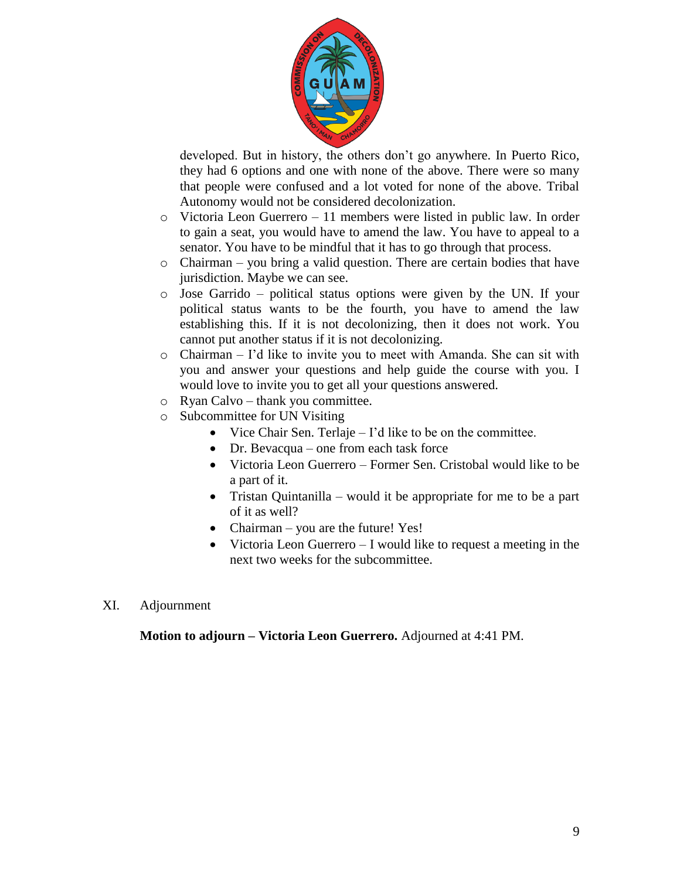developed. But in history, the others don't go anywhere. In Puerto Rico, they had 6 options and one with none of the above. There were so many that people were confused and a lot voted for none of the above. Tribal Autonomy would not be considered decolonization.

- Victoria Leon Guerrero – 11 members were listed in public law. In order to gain a seat, you would have to amend the law. You have to appeal to a senator. You have to be mindful that it has to go through that process.
- Chairman – you bring a valid question. There are certain bodies that have jurisdiction. Maybe we can see.
- Jose Garrido – political status options were given by the UN. If your political status wants to be the fourth, you have to amend the law establishing this. If it is not decolonizing, then it does not work. You cannot put another status if it is not decolonizing.
- Chairman – I'd like to invite you to meet with Amanda. She can sit with you and answer your questions and help guide the course with you. I would love to invite you to get all your questions answered.
- Ryan Calvo – thank you committee.
- Subcommittee for UN Visiting
  - Vice Chair Sen. Terlaje – I'd like to be on the committee.
  - Dr. Bevacqua – one from each task force
  - Victoria Leon Guerrero – Former Sen. Cristobal would like to be a part of it.
  - Tristan Quintanilla – would it be appropriate for me to be a part of it as well?
  - Chairman – you are the future! Yes!
  - Victoria Leon Guerrero – I would like to request a meeting in the next two weeks for the subcommittee.

XI. Adjournment

**Motion to adjourn – Victoria Leon Guerrero.** Adjourned at 4:41 PM.